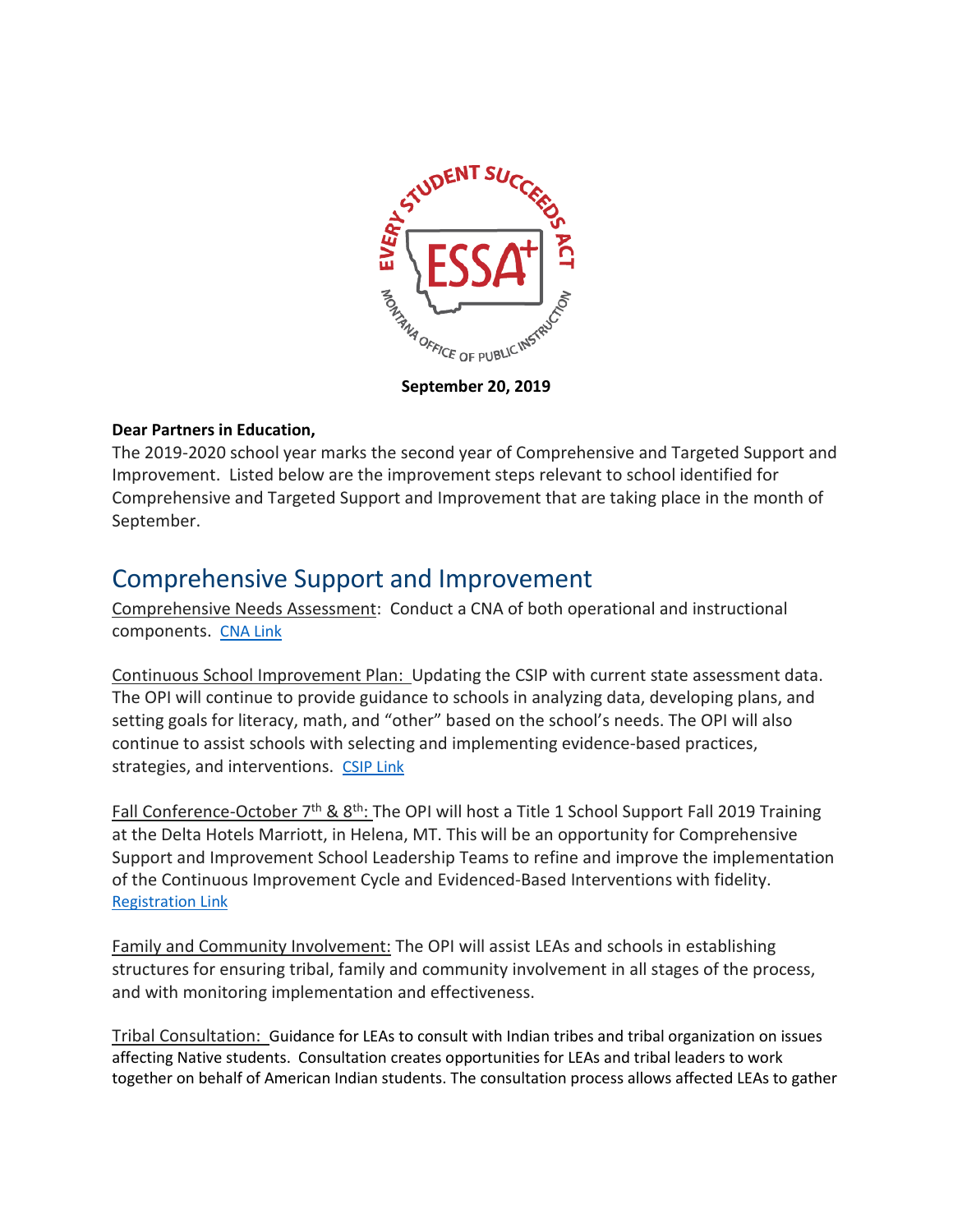September 20, 2019

**Dear Partners in Education,**

The 2019-2020 school year marks the second year of Comprehensive and Targeted Support and Improvement. Listed below are the improvement steps relevant to school identified for Comprehensive and Targeted Support and Improvement that are taking place in the month of September.

## Comprehensive Support and Improvement

Comprehensive Needs Assessment: Conduct a CNA of both operational and instructional components. [CNA Link]

Continuous School Improvement Plan: Updating the CSIP with current state assessment data. The OPI will continue to provide guidance to schools in analyzing data, developing plans, and setting goals for literacy, math, and "other" based on the school's needs. The OPI will also continue to assist schools with selecting and implementing evidence-based practices, strategies, and interventions. [CSIP Link]

Fall Conference-October 7th & 8th: The OPI will host a Title 1 School Support Fall 2019 Training at the Delta Hotels Marriott, in Helena, MT. This will be an opportunity for Comprehensive Support and Improvement School Leadership Teams to refine and improve the implementation of the Continuous Improvement Cycle and Evidenced-Based Interventions with fidelity. [Registration Link]

Family and Community Involvement: The OPI will assist LEAs and schools in establishing structures for ensuring tribal, family and community involvement in all stages of the process, and with monitoring implementation and effectiveness.

Tribal Consultation: Guidance for LEAs to consult with Indian tribes and tribal organization on issues affecting Native students. Consultation creates opportunities for LEAs and tribal leaders to work together on behalf of American Indian students. The consultation process allows affected LEAs to gather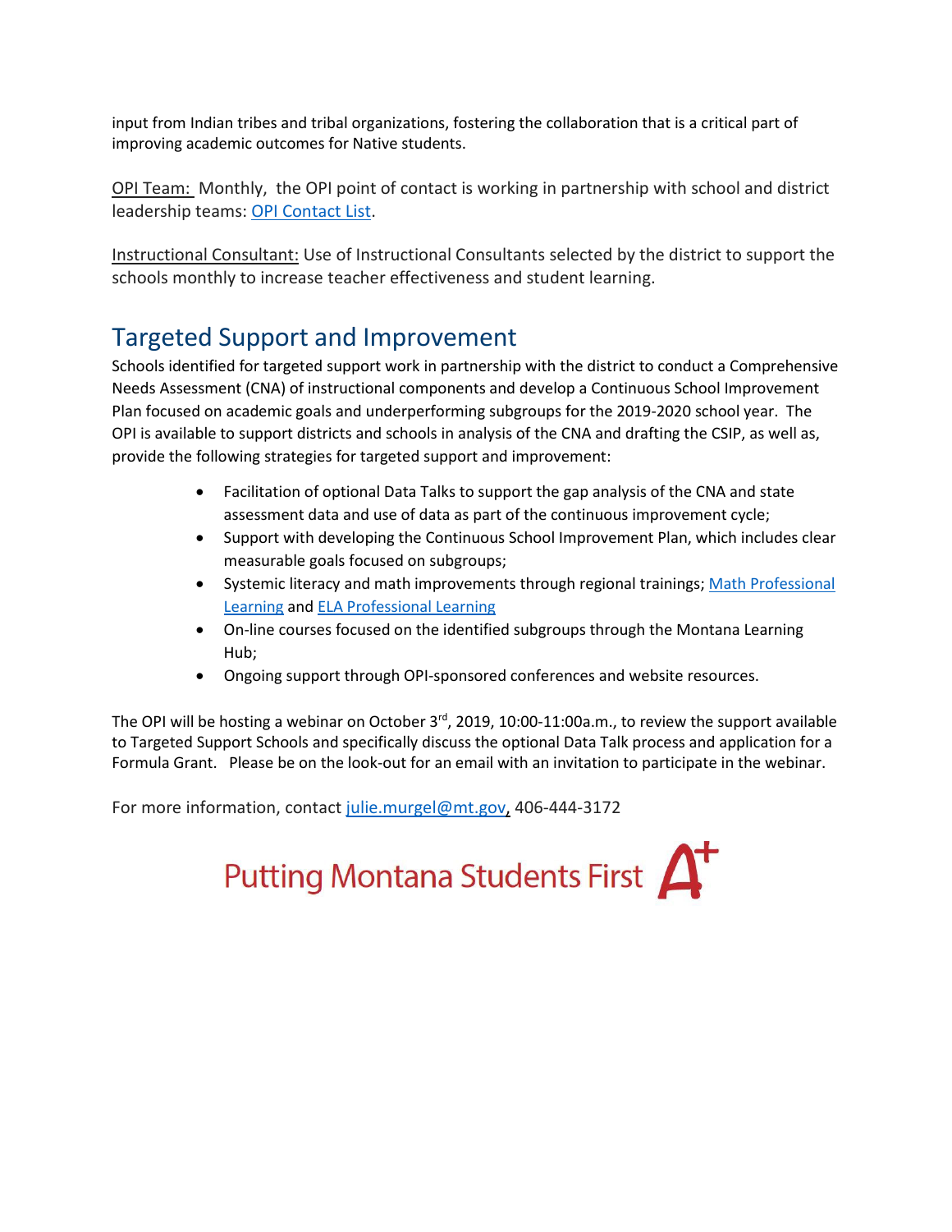input from Indian tribes and tribal organizations, fostering the collaboration that is a critical part of improving academic outcomes for Native students.

OPI Team: Monthly, the OPI point of contact is working in partnership with school and district leadership teams: OPI Contact List.

Instructional Consultant: Use of Instructional Consultants selected by the district to support the schools monthly to increase teacher effectiveness and student learning.

## Targeted Support and Improvement

Schools identified for targeted support work in partnership with the district to conduct a Comprehensive Needs Assessment (CNA) of instructional components and develop a Continuous School Improvement Plan focused on academic goals and underperforming subgroups for the 2019-2020 school year. The OPI is available to support districts and schools in analysis of the CNA and drafting the CSIP, as well as, provide the following strategies for targeted support and improvement:

- Facilitation of optional Data Talks to support the gap analysis of the CNA and state assessment data and use of data as part of the continuous improvement cycle;
- Support with developing the Continuous School Improvement Plan, which includes clear measurable goals focused on subgroups;
- Systemic literacy and math improvements through regional trainings; Math Professional Learning and ELA Professional Learning
- On-line courses focused on the identified subgroups through the Montana Learning Hub;
- Ongoing support through OPI-sponsored conferences and website resources.

The OPI will be hosting a webinar on October 3rd, 2019, 10:00-11:00a.m., to review the support available to Targeted Support Schools and specifically discuss the optional Data Talk process and application for a Formula Grant. Please be on the look-out for an email with an invitation to participate in the webinar.

For more information, contact julie.murgel@mt.gov, 406-444-3172

Putting Montana Students First A+